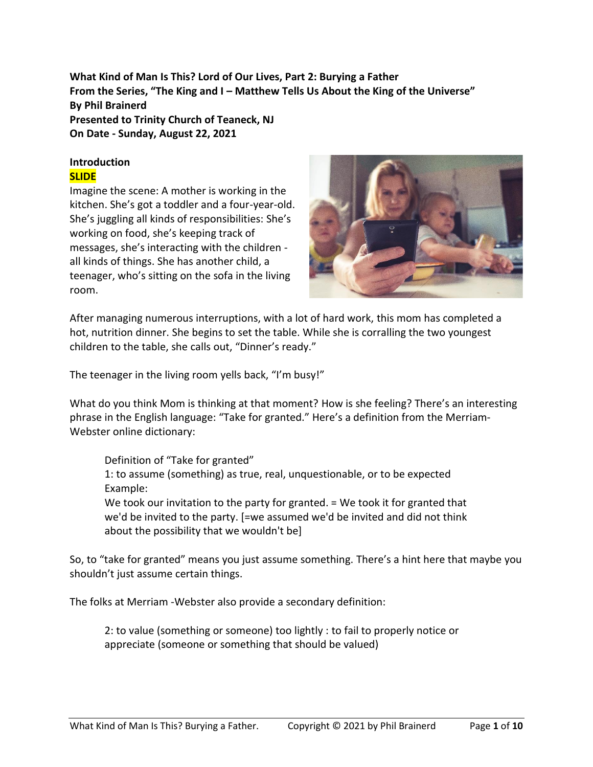**What Kind of Man Is This? Lord of Our Lives, Part 2: Burying a Father**
**From the Series, "The King and I – Matthew Tells Us About the King of the Universe"**
**By Phil Brainerd**
**Presented to Trinity Church of Teaneck, NJ**
**On Date - Sunday, August 22, 2021**

**Introduction**
**SLIDE**

Imagine the scene: A mother is working in the kitchen. She's got a toddler and a four-year-old. She's juggling all kinds of responsibilities: She's working on food, she's keeping track of messages, she's interacting with the children - all kinds of things. She has another child, a teenager, who's sitting on the sofa in the living room.

After managing numerous interruptions, with a lot of hard work, this mom has completed a hot, nutrition dinner. She begins to set the table. While she is corralling the two youngest children to the table, she calls out, "Dinner's ready."

The teenager in the living room yells back, "I'm busy!"

What do you think Mom is thinking at that moment? How is she feeling? There's an interesting phrase in the English language: "Take for granted." Here's a definition from the Merriam-Webster online dictionary:

> Definition of "Take for granted"
> 1: to assume (something) as true, real, unquestionable, or to be expected
> Example:
> We took our invitation to the party for granted. = We took it for granted that we'd be invited to the party. [=we assumed we'd be invited and did not think about the possibility that we wouldn't be]

So, to "take for granted" means you just assume something. There's a hint here that maybe you shouldn't just assume certain things.

The folks at Merriam -Webster also provide a secondary definition:

> 2: to value (something or someone) too lightly : to fail to properly notice or appreciate (someone or something that should be valued)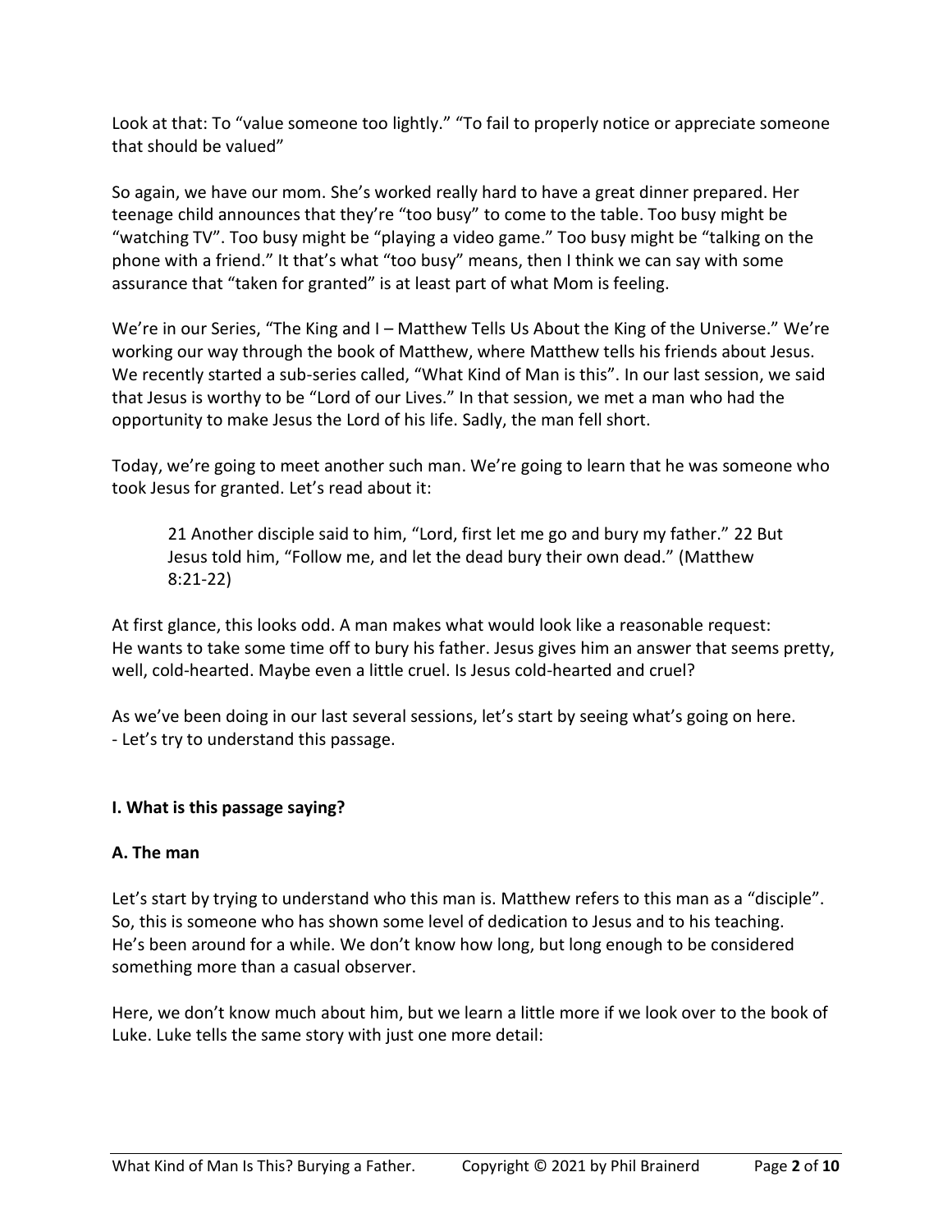Look at that: To "value someone too lightly." "To fail to properly notice or appreciate someone that should be valued"

So again, we have our mom. She's worked really hard to have a great dinner prepared. Her teenage child announces that they're "too busy" to come to the table. Too busy might be "watching TV". Too busy might be "playing a video game." Too busy might be "talking on the phone with a friend." It that's what "too busy" means, then I think we can say with some assurance that "taken for granted" is at least part of what Mom is feeling.

We're in our Series, "The King and I – Matthew Tells Us About the King of the Universe." We're working our way through the book of Matthew, where Matthew tells his friends about Jesus. We recently started a sub-series called, "What Kind of Man is this". In our last session, we said that Jesus is worthy to be "Lord of our Lives." In that session, we met a man who had the opportunity to make Jesus the Lord of his life. Sadly, the man fell short.

Today, we're going to meet another such man. We're going to learn that he was someone who took Jesus for granted. Let's read about it:

> 21 Another disciple said to him, "Lord, first let me go and bury my father." 22 But Jesus told him, "Follow me, and let the dead bury their own dead." (Matthew 8:21-22)

At first glance, this looks odd. A man makes what would look like a reasonable request: He wants to take some time off to bury his father. Jesus gives him an answer that seems pretty, well, cold-hearted. Maybe even a little cruel. Is Jesus cold-hearted and cruel?

As we've been doing in our last several sessions, let's start by seeing what's going on here.
- Let's try to understand this passage.

## I. What is this passage saying?

### A. The man

Let's start by trying to understand who this man is. Matthew refers to this man as a "disciple". So, this is someone who has shown some level of dedication to Jesus and to his teaching. He's been around for a while. We don't know how long, but long enough to be considered something more than a casual observer.

Here, we don't know much about him, but we learn a little more if we look over to the book of Luke. Luke tells the same story with just one more detail: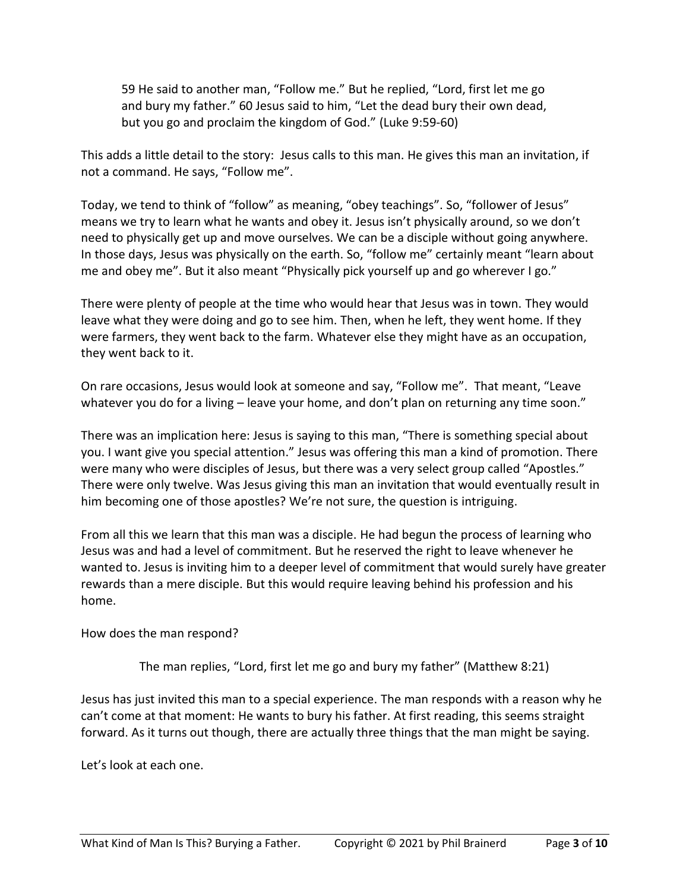> 59 He said to another man, "Follow me." But he replied, "Lord, first let me go and bury my father." 60 Jesus said to him, "Let the dead bury their own dead, but you go and proclaim the kingdom of God." (Luke 9:59-60)

This adds a little detail to the story: Jesus calls to this man. He gives this man an invitation, if not a command. He says, "Follow me".

Today, we tend to think of "follow" as meaning, "obey teachings". So, "follower of Jesus" means we try to learn what he wants and obey it. Jesus isn't physically around, so we don't need to physically get up and move ourselves. We can be a disciple without going anywhere. In those days, Jesus was physically on the earth. So, "follow me" certainly meant "learn about me and obey me". But it also meant "Physically pick yourself up and go wherever I go."

There were plenty of people at the time who would hear that Jesus was in town. They would leave what they were doing and go to see him. Then, when he left, they went home. If they were farmers, they went back to the farm. Whatever else they might have as an occupation, they went back to it.

On rare occasions, Jesus would look at someone and say, "Follow me". That meant, "Leave whatever you do for a living – leave your home, and don't plan on returning any time soon."

There was an implication here: Jesus is saying to this man, "There is something special about you. I want give you special attention." Jesus was offering this man a kind of promotion. There were many who were disciples of Jesus, but there was a very select group called "Apostles." There were only twelve. Was Jesus giving this man an invitation that would eventually result in him becoming one of those apostles? We're not sure, the question is intriguing.

From all this we learn that this man was a disciple. He had begun the process of learning who Jesus was and had a level of commitment. But he reserved the right to leave whenever he wanted to. Jesus is inviting him to a deeper level of commitment that would surely have greater rewards than a mere disciple. But this would require leaving behind his profession and his home.

How does the man respond?

> The man replies, "Lord, first let me go and bury my father" (Matthew 8:21)

Jesus has just invited this man to a special experience. The man responds with a reason why he can't come at that moment: He wants to bury his father. At first reading, this seems straight forward. As it turns out though, there are actually three things that the man might be saying.

Let's look at each one.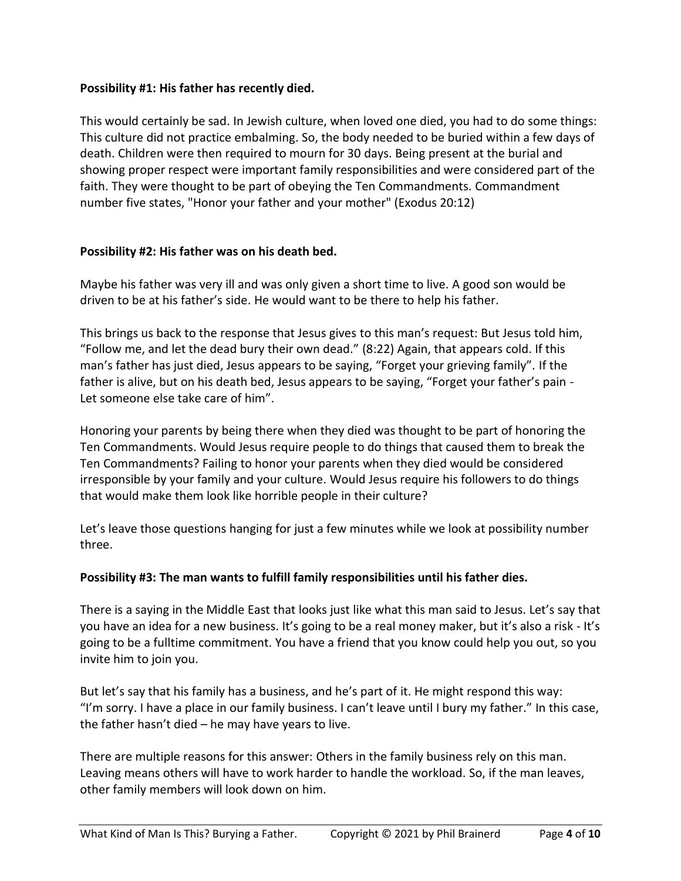**Possibility #1: His father has recently died.**

This would certainly be sad. In Jewish culture, when loved one died, you had to do some things: This culture did not practice embalming. So, the body needed to be buried within a few days of death. Children were then required to mourn for 30 days. Being present at the burial and showing proper respect were important family responsibilities and were considered part of the faith. They were thought to be part of obeying the Ten Commandments. Commandment number five states, "Honor your father and your mother" (Exodus 20:12)

**Possibility #2: His father was on his death bed.**

Maybe his father was very ill and was only given a short time to live. A good son would be driven to be at his father's side. He would want to be there to help his father.

This brings us back to the response that Jesus gives to this man's request: But Jesus told him, "Follow me, and let the dead bury their own dead." (8:22) Again, that appears cold. If this man's father has just died, Jesus appears to be saying, "Forget your grieving family". If the father is alive, but on his death bed, Jesus appears to be saying, "Forget your father's pain - Let someone else take care of him".

Honoring your parents by being there when they died was thought to be part of honoring the Ten Commandments. Would Jesus require people to do things that caused them to break the Ten Commandments? Failing to honor your parents when they died would be considered irresponsible by your family and your culture. Would Jesus require his followers to do things that would make them look like horrible people in their culture?

Let's leave those questions hanging for just a few minutes while we look at possibility number three.

**Possibility #3: The man wants to fulfill family responsibilities until his father dies.**

There is a saying in the Middle East that looks just like what this man said to Jesus. Let's say that you have an idea for a new business. It's going to be a real money maker, but it's also a risk - It's going to be a fulltime commitment. You have a friend that you know could help you out, so you invite him to join you.

But let's say that his family has a business, and he's part of it. He might respond this way: "I'm sorry. I have a place in our family business. I can't leave until I bury my father." In this case, the father hasn't died – he may have years to live.

There are multiple reasons for this answer: Others in the family business rely on this man. Leaving means others will have to work harder to handle the workload. So, if the man leaves, other family members will look down on him.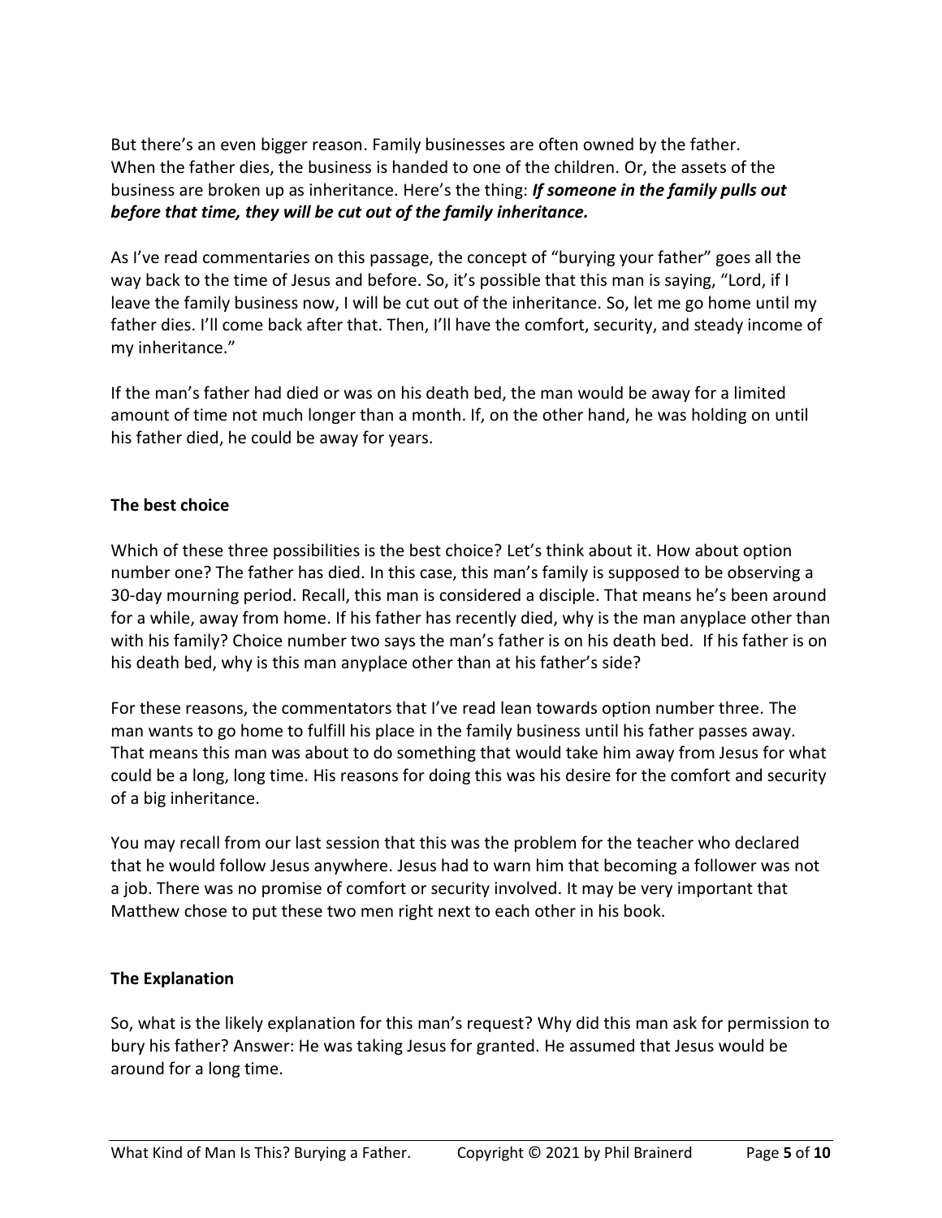But there's an even bigger reason. Family businesses are often owned by the father. When the father dies, the business is handed to one of the children. Or, the assets of the business are broken up as inheritance. Here's the thing: ***If someone in the family pulls out before that time, they will be cut out of the family inheritance.***

As I've read commentaries on this passage, the concept of "burying your father" goes all the way back to the time of Jesus and before. So, it's possible that this man is saying, "Lord, if I leave the family business now, I will be cut out of the inheritance. So, let me go home until my father dies. I'll come back after that. Then, I'll have the comfort, security, and steady income of my inheritance."

If the man's father had died or was on his death bed, the man would be away for a limited amount of time not much longer than a month. If, on the other hand, he was holding on until his father died, he could be away for years.

**The best choice**

Which of these three possibilities is the best choice? Let's think about it. How about option number one? The father has died. In this case, this man's family is supposed to be observing a 30-day mourning period. Recall, this man is considered a disciple. That means he's been around for a while, away from home. If his father has recently died, why is the man anyplace other than with his family? Choice number two says the man's father is on his death bed. If his father is on his death bed, why is this man anyplace other than at his father's side?

For these reasons, the commentators that I've read lean towards option number three. The man wants to go home to fulfill his place in the family business until his father passes away. That means this man was about to do something that would take him away from Jesus for what could be a long, long time. His reasons for doing this was his desire for the comfort and security of a big inheritance.

You may recall from our last session that this was the problem for the teacher who declared that he would follow Jesus anywhere. Jesus had to warn him that becoming a follower was not a job. There was no promise of comfort or security involved. It may be very important that Matthew chose to put these two men right next to each other in his book.

**The Explanation**

So, what is the likely explanation for this man's request? Why did this man ask for permission to bury his father? Answer: He was taking Jesus for granted. He assumed that Jesus would be around for a long time.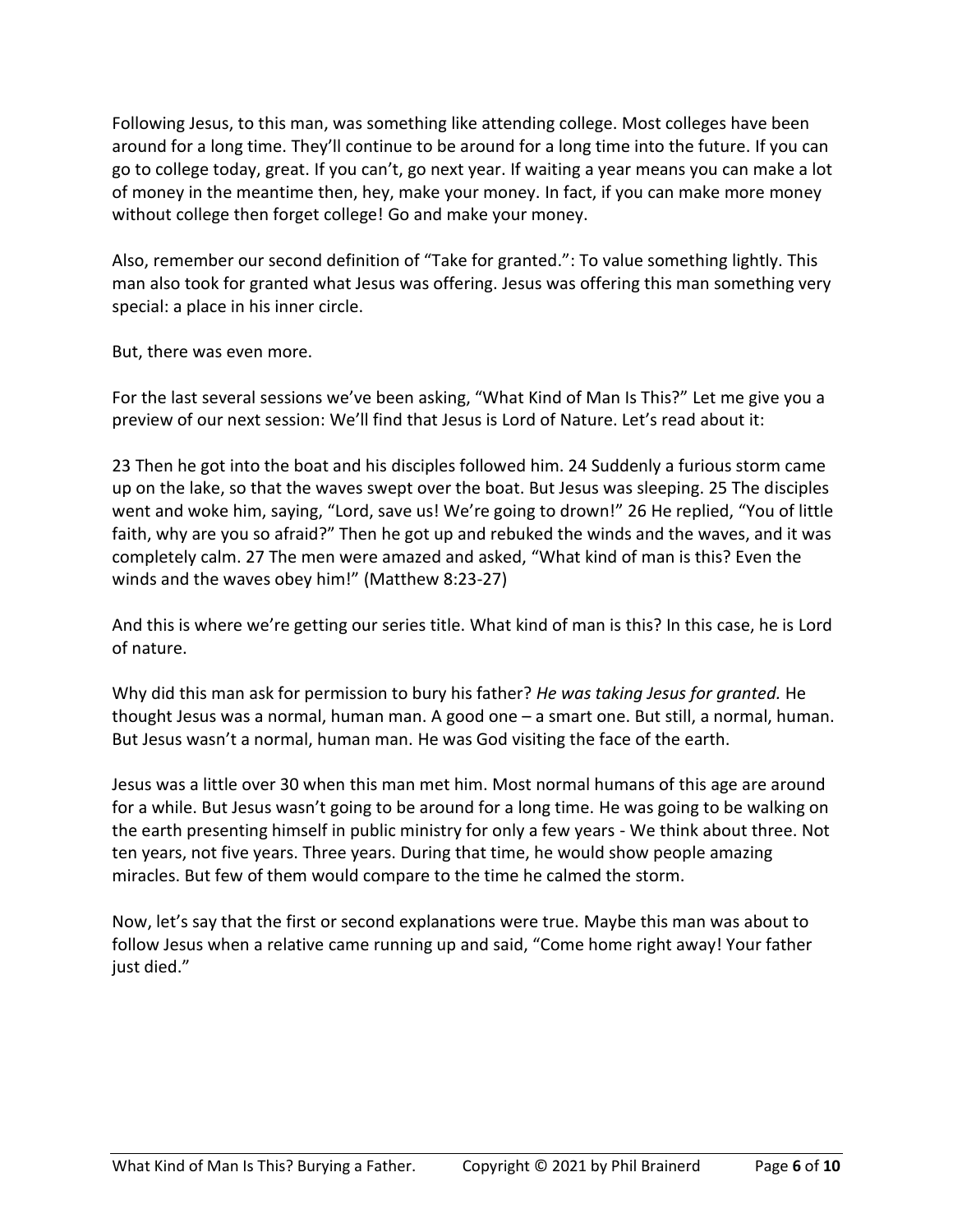Following Jesus, to this man, was something like attending college. Most colleges have been around for a long time. They'll continue to be around for a long time into the future. If you can go to college today, great. If you can't, go next year. If waiting a year means you can make a lot of money in the meantime then, hey, make your money. In fact, if you can make more money without college then forget college! Go and make your money.

Also, remember our second definition of "Take for granted.": To value something lightly. This man also took for granted what Jesus was offering. Jesus was offering this man something very special: a place in his inner circle.

But, there was even more.

For the last several sessions we've been asking, "What Kind of Man Is This?" Let me give you a preview of our next session: We'll find that Jesus is Lord of Nature. Let's read about it:

23 Then he got into the boat and his disciples followed him. 24 Suddenly a furious storm came up on the lake, so that the waves swept over the boat. But Jesus was sleeping. 25 The disciples went and woke him, saying, "Lord, save us! We're going to drown!" 26 He replied, "You of little faith, why are you so afraid?" Then he got up and rebuked the winds and the waves, and it was completely calm. 27 The men were amazed and asked, "What kind of man is this? Even the winds and the waves obey him!" (Matthew 8:23-27)

And this is where we're getting our series title. What kind of man is this? In this case, he is Lord of nature.

Why did this man ask for permission to bury his father? *He was taking Jesus for granted.* He thought Jesus was a normal, human man. A good one – a smart one. But still, a normal, human. But Jesus wasn't a normal, human man. He was God visiting the face of the earth.

Jesus was a little over 30 when this man met him. Most normal humans of this age are around for a while. But Jesus wasn't going to be around for a long time. He was going to be walking on the earth presenting himself in public ministry for only a few years - We think about three. Not ten years, not five years. Three years. During that time, he would show people amazing miracles. But few of them would compare to the time he calmed the storm.

Now, let's say that the first or second explanations were true. Maybe this man was about to follow Jesus when a relative came running up and said, "Come home right away! Your father just died."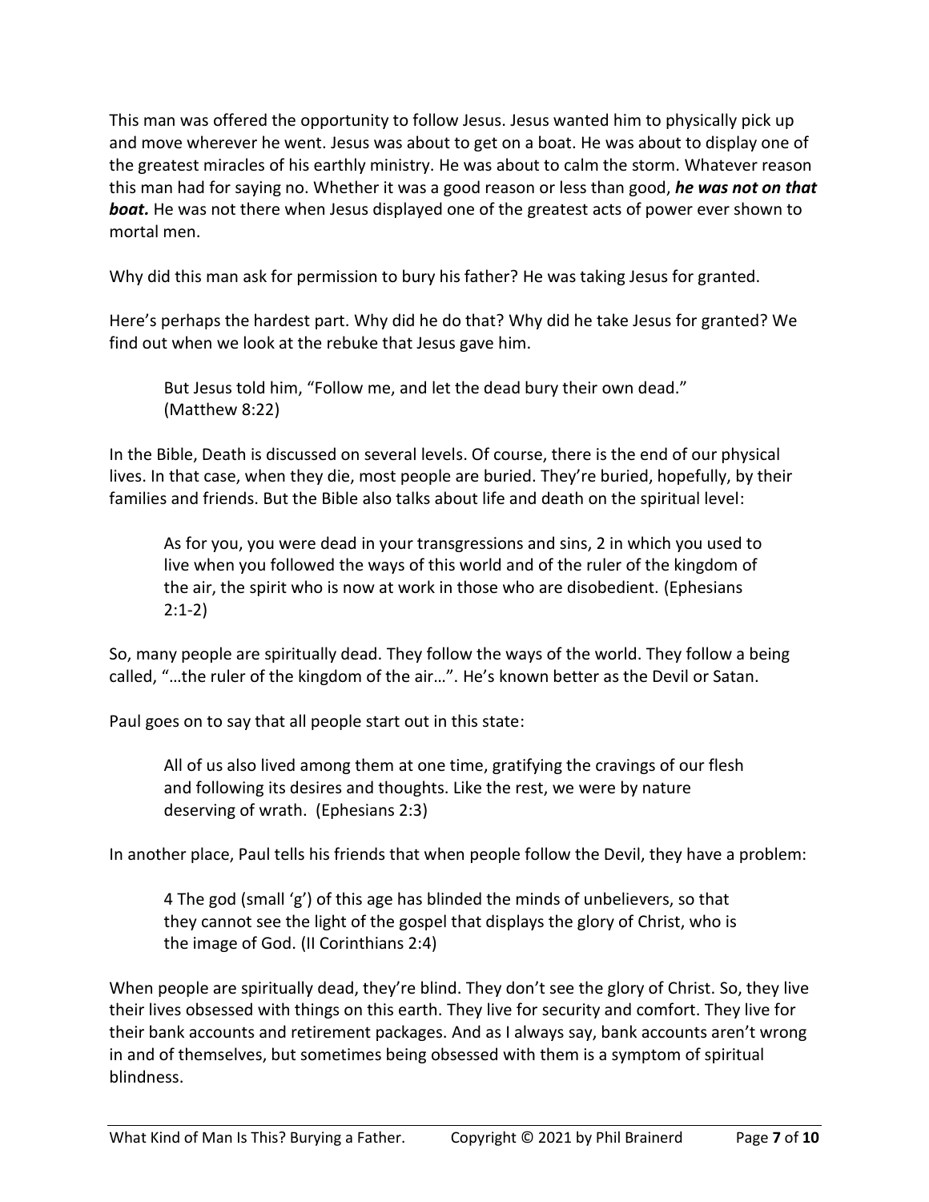This man was offered the opportunity to follow Jesus. Jesus wanted him to physically pick up and move wherever he went. Jesus was about to get on a boat. He was about to display one of the greatest miracles of his earthly ministry. He was about to calm the storm. Whatever reason this man had for saying no. Whether it was a good reason or less than good, ***he was not on that boat.*** He was not there when Jesus displayed one of the greatest acts of power ever shown to mortal men.

Why did this man ask for permission to bury his father? He was taking Jesus for granted.

Here's perhaps the hardest part. Why did he do that? Why did he take Jesus for granted? We find out when we look at the rebuke that Jesus gave him.

> But Jesus told him, "Follow me, and let the dead bury their own dead." (Matthew 8:22)

In the Bible, Death is discussed on several levels. Of course, there is the end of our physical lives. In that case, when they die, most people are buried. They're buried, hopefully, by their families and friends. But the Bible also talks about life and death on the spiritual level:

> As for you, you were dead in your transgressions and sins, 2 in which you used to live when you followed the ways of this world and of the ruler of the kingdom of the air, the spirit who is now at work in those who are disobedient. (Ephesians 2:1-2)

So, many people are spiritually dead. They follow the ways of the world. They follow a being called, "…the ruler of the kingdom of the air…". He's known better as the Devil or Satan.

Paul goes on to say that all people start out in this state:

> All of us also lived among them at one time, gratifying the cravings of our flesh and following its desires and thoughts. Like the rest, we were by nature deserving of wrath. (Ephesians 2:3)

In another place, Paul tells his friends that when people follow the Devil, they have a problem:

> 4 The god (small 'g') of this age has blinded the minds of unbelievers, so that they cannot see the light of the gospel that displays the glory of Christ, who is the image of God. (II Corinthians 2:4)

When people are spiritually dead, they're blind. They don't see the glory of Christ. So, they live their lives obsessed with things on this earth. They live for security and comfort. They live for their bank accounts and retirement packages. And as I always say, bank accounts aren't wrong in and of themselves, but sometimes being obsessed with them is a symptom of spiritual blindness.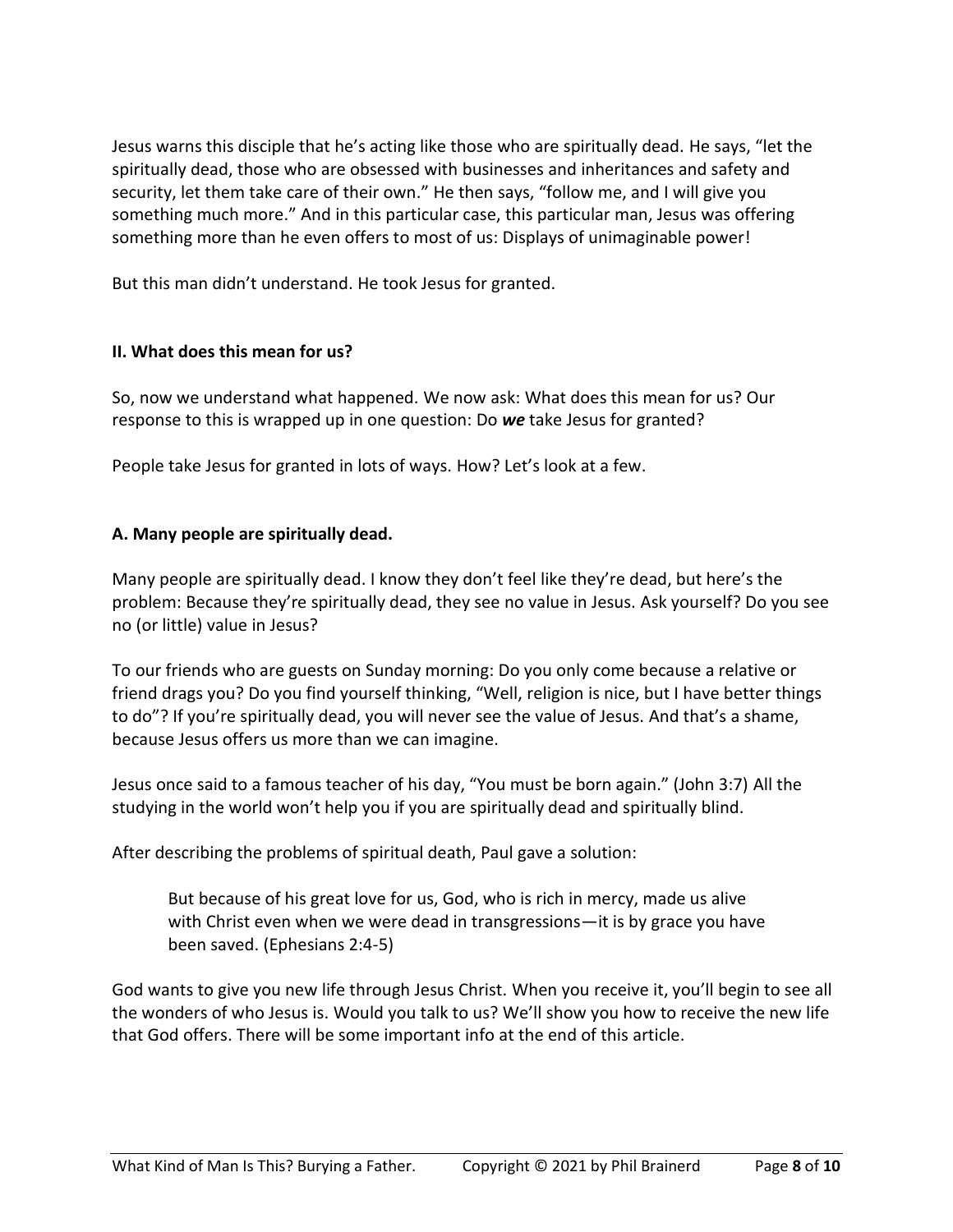Jesus warns this disciple that he's acting like those who are spiritually dead. He says, "let the spiritually dead, those who are obsessed with businesses and inheritances and safety and security, let them take care of their own." He then says, "follow me, and I will give you something much more." And in this particular case, this particular man, Jesus was offering something more than he even offers to most of us: Displays of unimaginable power!

But this man didn't understand. He took Jesus for granted.

## II. What does this mean for us?

So, now we understand what happened. We now ask: What does this mean for us? Our response to this is wrapped up in one question: Do ***we*** take Jesus for granted?

People take Jesus for granted in lots of ways. How? Let's look at a few.

### A. Many people are spiritually dead.

Many people are spiritually dead. I know they don't feel like they're dead, but here's the problem: Because they're spiritually dead, they see no value in Jesus. Ask yourself? Do you see no (or little) value in Jesus?

To our friends who are guests on Sunday morning: Do you only come because a relative or friend drags you? Do you find yourself thinking, "Well, religion is nice, but I have better things to do"? If you're spiritually dead, you will never see the value of Jesus. And that's a shame, because Jesus offers us more than we can imagine.

Jesus once said to a famous teacher of his day, "You must be born again." (John 3:7) All the studying in the world won't help you if you are spiritually dead and spiritually blind.

After describing the problems of spiritual death, Paul gave a solution:

> But because of his great love for us, God, who is rich in mercy, made us alive with Christ even when we were dead in transgressions—it is by grace you have been saved. (Ephesians 2:4-5)

God wants to give you new life through Jesus Christ. When you receive it, you'll begin to see all the wonders of who Jesus is. Would you talk to us? We'll show you how to receive the new life that God offers. There will be some important info at the end of this article.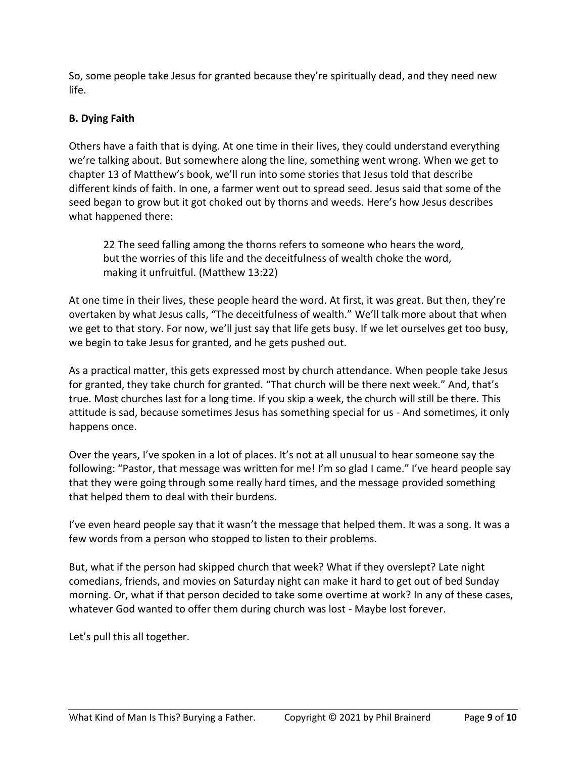So, some people take Jesus for granted because they're spiritually dead, and they need new life.

**B. Dying Faith**

Others have a faith that is dying. At one time in their lives, they could understand everything we're talking about. But somewhere along the line, something went wrong. When we get to chapter 13 of Matthew's book, we'll run into some stories that Jesus told that describe different kinds of faith. In one, a farmer went out to spread seed. Jesus said that some of the seed began to grow but it got choked out by thorns and weeds. Here's how Jesus describes what happened there:

> 22 The seed falling among the thorns refers to someone who hears the word, but the worries of this life and the deceitfulness of wealth choke the word, making it unfruitful. (Matthew 13:22)

At one time in their lives, these people heard the word. At first, it was great. But then, they're overtaken by what Jesus calls, "The deceitfulness of wealth." We'll talk more about that when we get to that story. For now, we'll just say that life gets busy. If we let ourselves get too busy, we begin to take Jesus for granted, and he gets pushed out.

As a practical matter, this gets expressed most by church attendance. When people take Jesus for granted, they take church for granted. "That church will be there next week." And, that's true. Most churches last for a long time. If you skip a week, the church will still be there. This attitude is sad, because sometimes Jesus has something special for us - And sometimes, it only happens once.

Over the years, I've spoken in a lot of places. It's not at all unusual to hear someone say the following: "Pastor, that message was written for me! I'm so glad I came." I've heard people say that they were going through some really hard times, and the message provided something that helped them to deal with their burdens.

I've even heard people say that it wasn't the message that helped them. It was a song. It was a few words from a person who stopped to listen to their problems.

But, what if the person had skipped church that week? What if they overslept? Late night comedians, friends, and movies on Saturday night can make it hard to get out of bed Sunday morning. Or, what if that person decided to take some overtime at work? In any of these cases, whatever God wanted to offer them during church was lost - Maybe lost forever.

Let's pull this all together.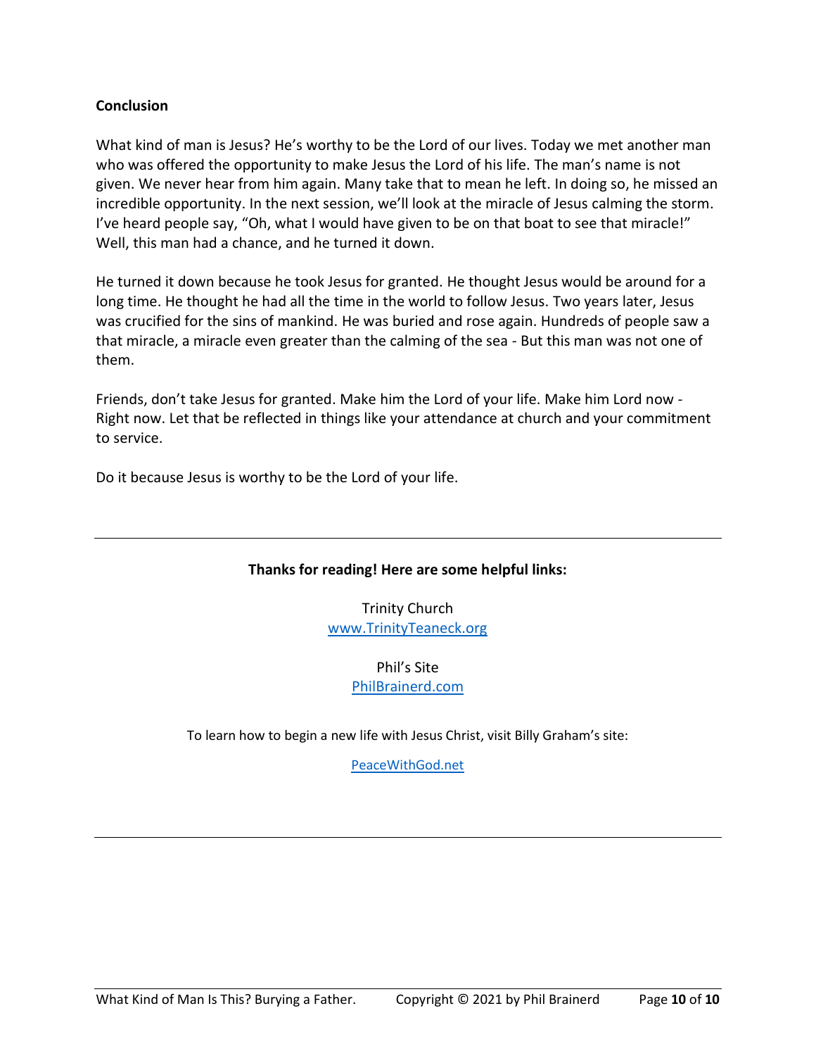**Conclusion**

What kind of man is Jesus? He's worthy to be the Lord of our lives. Today we met another man who was offered the opportunity to make Jesus the Lord of his life. The man's name is not given. We never hear from him again. Many take that to mean he left. In doing so, he missed an incredible opportunity. In the next session, we'll look at the miracle of Jesus calming the storm. I've heard people say, "Oh, what I would have given to be on that boat to see that miracle!" Well, this man had a chance, and he turned it down.

He turned it down because he took Jesus for granted. He thought Jesus would be around for a long time. He thought he had all the time in the world to follow Jesus. Two years later, Jesus was crucified for the sins of mankind. He was buried and rose again. Hundreds of people saw a that miracle, a miracle even greater than the calming of the sea - But this man was not one of them.

Friends, don't take Jesus for granted. Make him the Lord of your life. Make him Lord now - Right now. Let that be reflected in things like your attendance at church and your commitment to service.

Do it because Jesus is worthy to be the Lord of your life.

---

**Thanks for reading! Here are some helpful links:**

Trinity Church
[www.TrinityTeaneck.org](http://www.TrinityTeaneck.org)

Phil's Site
[PhilBrainerd.com](http://PhilBrainerd.com)

To learn how to begin a new life with Jesus Christ, visit Billy Graham's site:

[PeaceWithGod.net](http://PeaceWithGod.net)

---